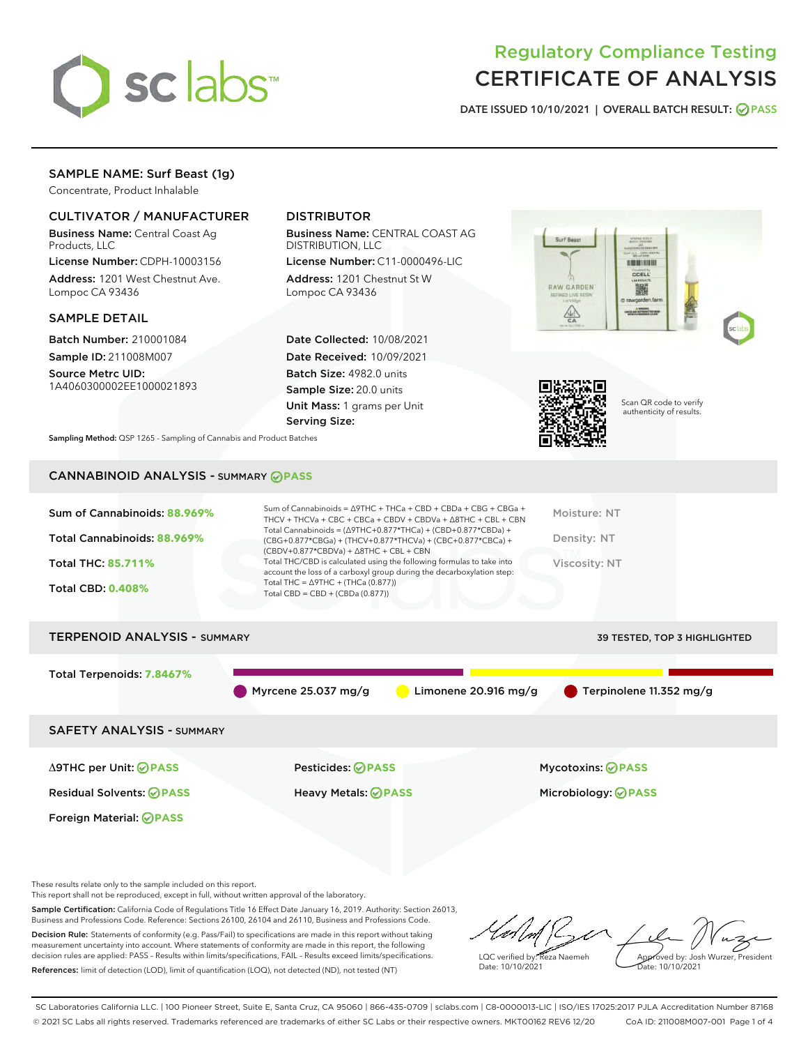# Regulatory Compliance Testing
# CERTIFICATE OF ANALYSIS

DATE ISSUED 10/10/2021 | OVERALL BATCH RESULT: PASS

## SAMPLE NAME: Surf Beast (1g)

Concentrate, Product Inhalable

### CULTIVATOR / MANUFACTURER

**Business Name:** Central Coast Ag Products, LLC
**License Number:** CDPH-10003156
**Address:** 1201 West Chestnut Ave. Lompoc CA 93436

### DISTRIBUTOR

**Business Name:** CENTRAL COAST AG DISTRIBUTION, LLC
**License Number:** C11-0000496-LIC
**Address:** 1201 Chestnut St W Lompoc CA 93436

### SAMPLE DETAIL

**Batch Number:** 210001084
**Sample ID:** 211008M007
**Source Metrc UID:** 1A4060300002EE1000021893

**Date Collected:** 10/08/2021
**Date Received:** 10/09/2021
**Batch Size:** 4982.0 units
**Sample Size:** 20.0 units
**Unit Mass:** 1 grams per Unit
**Serving Size:**

Scan QR code to verify authenticity of results.

**Sampling Method:** QSP 1265 - Sampling of Cannabis and Product Batches

## CANNABINOID ANALYSIS - SUMMARY PASS

Sum of Cannabinoids: **88.969%**
Total Cannabinoids: **88.969%**
Total THC: **85.711%**
Total CBD: **0.408%**

Sum of Cannabinoids = Δ9THC + THCa + CBD + CBDa + CBG + CBGa + THCV + THCVa + CBC + CBCa + CBDV + CBDVa + Δ8THC + CBL + CBN
Total Cannabinoids = (Δ9THC+0.877*THCa) + (CBD+0.877*CBDa) + (CBG+0.877*CBGa) + (THCV+0.877*THCVa) + (CBC+0.877*CBCa) + (CBDV+0.877*CBDVa) + Δ8THC + CBL + CBN
Total THC/CBD is calculated using the following formulas to take into account the loss of a carboxyl group during the decarboxylation step:
Total THC = Δ9THC + (THCa (0.877))
Total CBD = CBD + (CBDa (0.877))

Moisture: NT
Density: NT
Viscosity: NT

## TERPENOID ANALYSIS - SUMMARY

39 TESTED, TOP 3 HIGHLIGHTED

Total Terpenoids: **7.8467%**

Myrcene 25.037 mg/g
Limonene 20.916 mg/g
Terpinolene 11.352 mg/g

## SAFETY ANALYSIS - SUMMARY

| | | |
|---|---|---|
| Δ9THC per Unit: PASS | Pesticides: PASS | Mycotoxins: PASS |
| Residual Solvents: PASS | Heavy Metals: PASS | Microbiology: PASS |
| Foreign Material: PASS | | |

These results relate only to the sample included on this report.
This report shall not be reproduced, except in full, without written approval of the laboratory.

**Sample Certification:** California Code of Regulations Title 16 Effect Date January 16, 2019. Authority: Section 26013, Business and Professions Code. Reference: Sections 26100, 26104 and 26110, Business and Professions Code.

**Decision Rule:** Statements of conformity (e.g. Pass/Fail) to specifications are made in this report without taking measurement uncertainty into account. Where statements of conformity are made in this report, the following decision rules are applied: PASS – Results within limits/specifications, FAIL – Results exceed limits/specifications.

**References:** limit of detection (LOD), limit of quantification (LOQ), not detected (ND), not tested (NT)

LQC verified by: Reza Naemeh
Date: 10/10/2021

Approved by: Josh Wurzer, President
Date: 10/10/2021

SC Laboratories California LLC. | 100 Pioneer Street, Suite E, Santa Cruz, CA 95060 | 866-435-0709 | sclabs.com | C8-0000013-LIC | ISO/IES 17025:2017 PJLA Accreditation Number 87168
© 2021 SC Labs all rights reserved. Trademarks referenced are trademarks of either SC Labs or their respective owners. MKT00162 REV6 12/20 CoA ID: 211008M007-001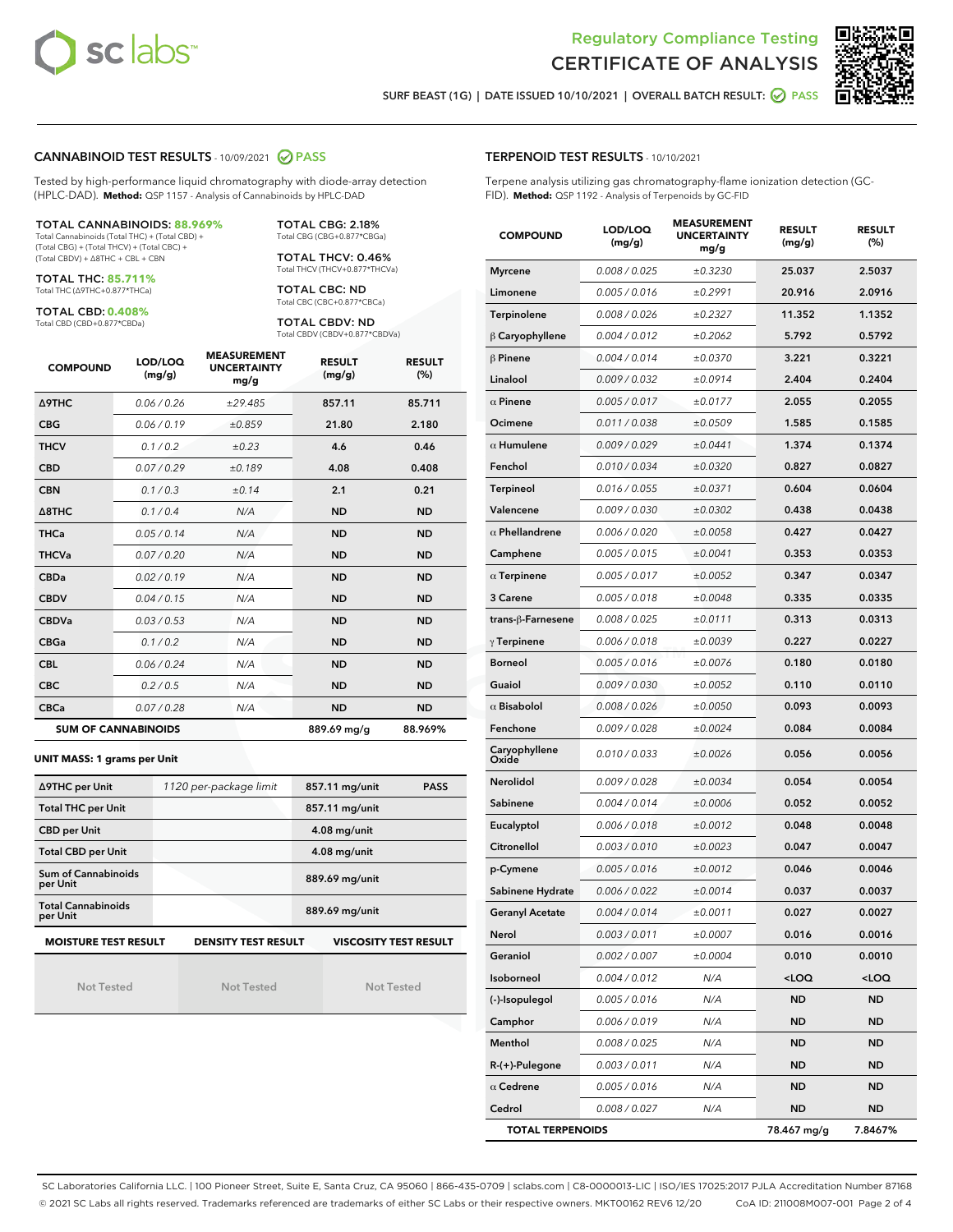Regulatory Compliance Testing
CERTIFICATE OF ANALYSIS

SURF BEAST (1G) | DATE ISSUED 10/10/2021 | OVERALL BATCH RESULT: PASS

## CANNABINOID TEST RESULTS - 10/09/2021 PASS

Tested by high-performance liquid chromatography with diode-array detection (HPLC-DAD). **Method:** QSP 1157 - Analysis of Cannabinoids by HPLC-DAD

**TOTAL CANNABINOIDS: 88.969%**
Total Cannabinoids (Total THC) + (Total CBD) + (Total CBG) + (Total THCV) + (Total CBC) + (Total CBDV) + Δ8THC + CBL + CBN

**TOTAL THC: 85.711%**
Total THC (Δ9THC+0.877*THCa)

**TOTAL CBD: 0.408%**
Total CBD (CBD+0.877*CBDa)

**TOTAL CBG: 2.18%**
Total CBG (CBG+0.877*CBGa)

**TOTAL THCV: 0.46%**
Total THCV (THCV+0.877*THCVa)

**TOTAL CBC: ND**
Total CBC (CBC+0.877*CBCa)

**TOTAL CBDV: ND**
Total CBDV (CBDV+0.877*CBDVa)

| COMPOUND | LOD/LOQ (mg/g) | MEASUREMENT UNCERTAINTY mg/g | RESULT (mg/g) | RESULT (%) |
|---|---|---|---|---|
| Δ9THC | 0.06 / 0.26 | ±29.485 | 857.11 | 85.711 |
| CBG | 0.06 / 0.19 | ±0.859 | 21.80 | 2.180 |
| THCV | 0.1 / 0.2 | ±0.23 | 4.6 | 0.46 |
| CBD | 0.07 / 0.29 | ±0.189 | 4.08 | 0.408 |
| CBN | 0.1 / 0.3 | ±0.14 | 2.1 | 0.21 |
| Δ8THC | 0.1 / 0.4 | N/A | ND | ND |
| THCa | 0.05 / 0.14 | N/A | ND | ND |
| THCVa | 0.07 / 0.20 | N/A | ND | ND |
| CBDa | 0.02 / 0.19 | N/A | ND | ND |
| CBDV | 0.04 / 0.15 | N/A | ND | ND |
| CBDVa | 0.03 / 0.53 | N/A | ND | ND |
| CBGa | 0.1 / 0.2 | N/A | ND | ND |
| CBL | 0.06 / 0.24 | N/A | ND | ND |
| CBC | 0.2 / 0.5 | N/A | ND | ND |
| CBCa | 0.07 / 0.28 | N/A | ND | ND |
| **SUM OF CANNABINOIDS** | | | 889.69 mg/g | 88.969% |

**UNIT MASS: 1 grams per Unit**

| | | | |
|---|---|---|---|
| Δ9THC per Unit | 1120 per-package limit | 857.11 mg/unit | PASS |
| Total THC per Unit | | 857.11 mg/unit | |
| CBD per Unit | | 4.08 mg/unit | |
| Total CBD per Unit | | 4.08 mg/unit | |
| Sum of Cannabinoids per Unit | | 889.69 mg/unit | |
| Total Cannabinoids per Unit | | 889.69 mg/unit | |

| MOISTURE TEST RESULT | DENSITY TEST RESULT | VISCOSITY TEST RESULT |
|---|---|---|
| Not Tested | Not Tested | Not Tested |

## TERPENOID TEST RESULTS - 10/10/2021

Terpene analysis utilizing gas chromatography-flame ionization detection (GC-FID). **Method:** QSP 1192 - Analysis of Terpenoids by GC-FID

| COMPOUND | LOD/LOQ (mg/g) | MEASUREMENT UNCERTAINTY mg/g | RESULT (mg/g) | RESULT (%) |
|---|---|---|---|---|
| Myrcene | 0.008 / 0.025 | ±0.3230 | 25.037 | 2.5037 |
| Limonene | 0.005 / 0.016 | ±0.2991 | 20.916 | 2.0916 |
| Terpinolene | 0.008 / 0.026 | ±0.2327 | 11.352 | 1.1352 |
| β Caryophyllene | 0.004 / 0.012 | ±0.2062 | 5.792 | 0.5792 |
| β Pinene | 0.004 / 0.014 | ±0.0370 | 3.221 | 0.3221 |
| Linalool | 0.009 / 0.032 | ±0.0914 | 2.404 | 0.2404 |
| α Pinene | 0.005 / 0.017 | ±0.0177 | 2.055 | 0.2055 |
| Ocimene | 0.011 / 0.038 | ±0.0509 | 1.585 | 0.1585 |
| α Humulene | 0.009 / 0.029 | ±0.0441 | 1.374 | 0.1374 |
| Fenchol | 0.010 / 0.034 | ±0.0320 | 0.827 | 0.0827 |
| Terpineol | 0.016 / 0.055 | ±0.0371 | 0.604 | 0.0604 |
| Valencene | 0.009 / 0.030 | ±0.0302 | 0.438 | 0.0438 |
| α Phellandrene | 0.006 / 0.020 | ±0.0058 | 0.427 | 0.0427 |
| Camphene | 0.005 / 0.015 | ±0.0041 | 0.353 | 0.0353 |
| α Terpinene | 0.005 / 0.017 | ±0.0052 | 0.347 | 0.0347 |
| 3 Carene | 0.005 / 0.018 | ±0.0048 | 0.335 | 0.0335 |
| trans-β-Farnesene | 0.008 / 0.025 | ±0.0111 | 0.313 | 0.0313 |
| γ Terpinene | 0.006 / 0.018 | ±0.0039 | 0.227 | 0.0227 |
| Borneol | 0.005 / 0.016 | ±0.0076 | 0.180 | 0.0180 |
| Guaiol | 0.009 / 0.030 | ±0.0052 | 0.110 | 0.0110 |
| α Bisabolol | 0.008 / 0.026 | ±0.0050 | 0.093 | 0.0093 |
| Fenchone | 0.009 / 0.028 | ±0.0024 | 0.084 | 0.0084 |
| Caryophyllene Oxide | 0.010 / 0.033 | ±0.0026 | 0.056 | 0.0056 |
| Nerolidol | 0.009 / 0.028 | ±0.0034 | 0.054 | 0.0054 |
| Sabinene | 0.004 / 0.014 | ±0.0006 | 0.052 | 0.0052 |
| Eucalyptol | 0.006 / 0.018 | ±0.0012 | 0.048 | 0.0048 |
| Citronellol | 0.003 / 0.010 | ±0.0023 | 0.047 | 0.0047 |
| p-Cymene | 0.005 / 0.016 | ±0.0012 | 0.046 | 0.0046 |
| Sabinene Hydrate | 0.006 / 0.022 | ±0.0014 | 0.037 | 0.0037 |
| Geranyl Acetate | 0.004 / 0.014 | ±0.0011 | 0.027 | 0.0027 |
| Nerol | 0.003 / 0.011 | ±0.0007 | 0.016 | 0.0016 |
| Geraniol | 0.002 / 0.007 | ±0.0004 | 0.010 | 0.0010 |
| Isoborneol | 0.004 / 0.012 | N/A | <LOQ | <LOQ |
| (-)-Isopulegol | 0.005 / 0.016 | N/A | ND | ND |
| Camphor | 0.006 / 0.019 | N/A | ND | ND |
| Menthol | 0.008 / 0.025 | N/A | ND | ND |
| R-(+)-Pulegone | 0.003 / 0.011 | N/A | ND | ND |
| α Cedrene | 0.005 / 0.016 | N/A | ND | ND |
| Cedrol | 0.008 / 0.027 | N/A | ND | ND |
| **TOTAL TERPENOIDS** | | | 78.467 mg/g | 7.8467% |

SC Laboratories California LLC. | 100 Pioneer Street, Suite E, Santa Cruz, CA 95060 | 866-435-0709 | sclabs.com | C8-0000013-LIC | ISO/IES 17025:2017 PJLA Accreditation Number 87168
© 2021 SC Labs all rights reserved. Trademarks referenced are trademarks of either SC Labs or their respective owners. MKT00162 REV6 12/20 CoA ID: 211008M007-001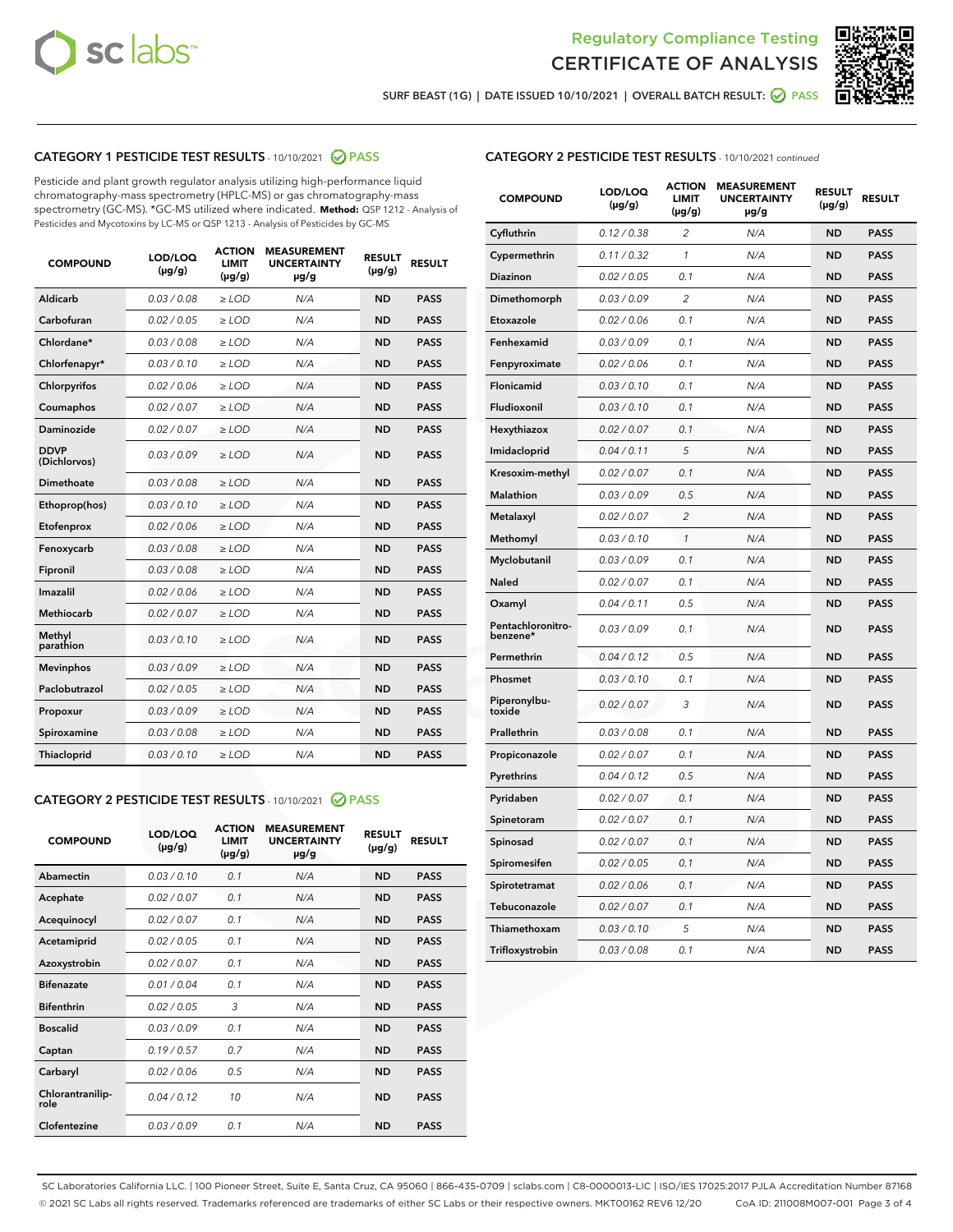# Regulatory Compliance Testing
# CERTIFICATE OF ANALYSIS

SURF BEAST (1G) | DATE ISSUED 10/10/2021 | OVERALL BATCH RESULT: PASS

## CATEGORY 1 PESTICIDE TEST RESULTS - 10/10/2021 PASS

Pesticide and plant growth regulator analysis utilizing high-performance liquid chromatography-mass spectrometry (HPLC-MS) or gas chromatography-mass spectrometry (GC-MS). *GC-MS utilized where indicated. **Method:** QSP 1212 - Analysis of Pesticides and Mycotoxins by LC-MS or QSP 1213 - Analysis of Pesticides by GC-MS

| COMPOUND | LOD/LOQ (μg/g) | ACTION LIMIT (μg/g) | MEASUREMENT UNCERTAINTY μg/g | RESULT (μg/g) | RESULT |
|---|---|---|---|---|---|
| Aldicarb | 0.03 / 0.08 | ≥ LOD | N/A | ND | PASS |
| Carbofuran | 0.02 / 0.05 | ≥ LOD | N/A | ND | PASS |
| Chlordane* | 0.03 / 0.08 | ≥ LOD | N/A | ND | PASS |
| Chlorfenapyr* | 0.03 / 0.10 | ≥ LOD | N/A | ND | PASS |
| Chlorpyrifos | 0.02 / 0.06 | ≥ LOD | N/A | ND | PASS |
| Coumaphos | 0.02 / 0.07 | ≥ LOD | N/A | ND | PASS |
| Daminozide | 0.02 / 0.07 | ≥ LOD | N/A | ND | PASS |
| DDVP (Dichlorvos) | 0.03 / 0.09 | ≥ LOD | N/A | ND | PASS |
| Dimethoate | 0.03 / 0.08 | ≥ LOD | N/A | ND | PASS |
| Ethoprop(hos) | 0.03 / 0.10 | ≥ LOD | N/A | ND | PASS |
| Etofenprox | 0.02 / 0.06 | ≥ LOD | N/A | ND | PASS |
| Fenoxycarb | 0.03 / 0.08 | ≥ LOD | N/A | ND | PASS |
| Fipronil | 0.03 / 0.08 | ≥ LOD | N/A | ND | PASS |
| Imazalil | 0.02 / 0.06 | ≥ LOD | N/A | ND | PASS |
| Methiocarb | 0.02 / 0.07 | ≥ LOD | N/A | ND | PASS |
| Methyl parathion | 0.03 / 0.10 | ≥ LOD | N/A | ND | PASS |
| Mevinphos | 0.03 / 0.09 | ≥ LOD | N/A | ND | PASS |
| Paclobutrazol | 0.02 / 0.05 | ≥ LOD | N/A | ND | PASS |
| Propoxur | 0.03 / 0.09 | ≥ LOD | N/A | ND | PASS |
| Spiroxamine | 0.03 / 0.08 | ≥ LOD | N/A | ND | PASS |
| Thiacloprid | 0.03 / 0.10 | ≥ LOD | N/A | ND | PASS |

## CATEGORY 2 PESTICIDE TEST RESULTS - 10/10/2021 PASS

| COMPOUND | LOD/LOQ (μg/g) | ACTION LIMIT (μg/g) | MEASUREMENT UNCERTAINTY μg/g | RESULT (μg/g) | RESULT |
|---|---|---|---|---|---|
| Abamectin | 0.03 / 0.10 | 0.1 | N/A | ND | PASS |
| Acephate | 0.02 / 0.07 | 0.1 | N/A | ND | PASS |
| Acequinocyl | 0.02 / 0.07 | 0.1 | N/A | ND | PASS |
| Acetamiprid | 0.02 / 0.05 | 0.1 | N/A | ND | PASS |
| Azoxystrobin | 0.02 / 0.07 | 0.1 | N/A | ND | PASS |
| Bifenazate | 0.01 / 0.04 | 0.1 | N/A | ND | PASS |
| Bifenthrin | 0.02 / 0.05 | 3 | N/A | ND | PASS |
| Boscalid | 0.03 / 0.09 | 0.1 | N/A | ND | PASS |
| Captan | 0.19 / 0.57 | 0.7 | N/A | ND | PASS |
| Carbaryl | 0.02 / 0.06 | 0.5 | N/A | ND | PASS |
| Chlorantraniliprole | 0.04 / 0.12 | 10 | N/A | ND | PASS |
| Clofentezine | 0.03 / 0.09 | 0.1 | N/A | ND | PASS |
| Cyfluthrin | 0.12 / 0.38 | 2 | N/A | ND | PASS |
| Cypermethrin | 0.11 / 0.32 | 1 | N/A | ND | PASS |
| Diazinon | 0.02 / 0.05 | 0.1 | N/A | ND | PASS |
| Dimethomorph | 0.03 / 0.09 | 2 | N/A | ND | PASS |
| Etoxazole | 0.02 / 0.06 | 0.1 | N/A | ND | PASS |
| Fenhexamid | 0.03 / 0.09 | 0.1 | N/A | ND | PASS |
| Fenpyroximate | 0.02 / 0.06 | 0.1 | N/A | ND | PASS |
| Flonicamid | 0.03 / 0.10 | 0.1 | N/A | ND | PASS |
| Fludioxonil | 0.03 / 0.10 | 0.1 | N/A | ND | PASS |
| Hexythiazox | 0.02 / 0.07 | 0.1 | N/A | ND | PASS |
| Imidacloprid | 0.04 / 0.11 | 5 | N/A | ND | PASS |
| Kresoxim-methyl | 0.02 / 0.07 | 0.1 | N/A | ND | PASS |
| Malathion | 0.03 / 0.09 | 0.5 | N/A | ND | PASS |
| Metalaxyl | 0.02 / 0.07 | 2 | N/A | ND | PASS |
| Methomyl | 0.03 / 0.10 | 1 | N/A | ND | PASS |
| Myclobutanil | 0.03 / 0.09 | 0.1 | N/A | ND | PASS |
| Naled | 0.02 / 0.07 | 0.1 | N/A | ND | PASS |
| Oxamyl | 0.04 / 0.11 | 0.5 | N/A | ND | PASS |
| Pentachloronitrobenzene* | 0.03 / 0.09 | 0.1 | N/A | ND | PASS |
| Permethrin | 0.04 / 0.12 | 0.5 | N/A | ND | PASS |
| Phosmet | 0.03 / 0.10 | 0.1 | N/A | ND | PASS |
| Piperonylbutoxide | 0.02 / 0.07 | 3 | N/A | ND | PASS |
| Prallethrin | 0.03 / 0.08 | 0.1 | N/A | ND | PASS |
| Propiconazole | 0.02 / 0.07 | 0.1 | N/A | ND | PASS |
| Pyrethrins | 0.04 / 0.12 | 0.5 | N/A | ND | PASS |
| Pyridaben | 0.02 / 0.07 | 0.1 | N/A | ND | PASS |
| Spinetoram | 0.02 / 0.07 | 0.1 | N/A | ND | PASS |
| Spinosad | 0.02 / 0.07 | 0.1 | N/A | ND | PASS |
| Spiromesifen | 0.02 / 0.05 | 0.1 | N/A | ND | PASS |
| Spirotetramat | 0.02 / 0.06 | 0.1 | N/A | ND | PASS |
| Tebuconazole | 0.02 / 0.07 | 0.1 | N/A | ND | PASS |
| Thiamethoxam | 0.03 / 0.10 | 5 | N/A | ND | PASS |
| Trifloxystrobin | 0.03 / 0.08 | 0.1 | N/A | ND | PASS |

SC Laboratories California LLC. | 100 Pioneer Street, Suite E, Santa Cruz, CA 95060 | 866-435-0709 | sclabs.com | C8-0000013-LIC | ISO/IES 17025:2017 PJLA Accreditation Number 87168
© 2021 SC Labs all rights reserved. Trademarks referenced are trademarks of either SC Labs or their respective owners. MKT00162 REV6 12/20 CoA ID: 211008M007-001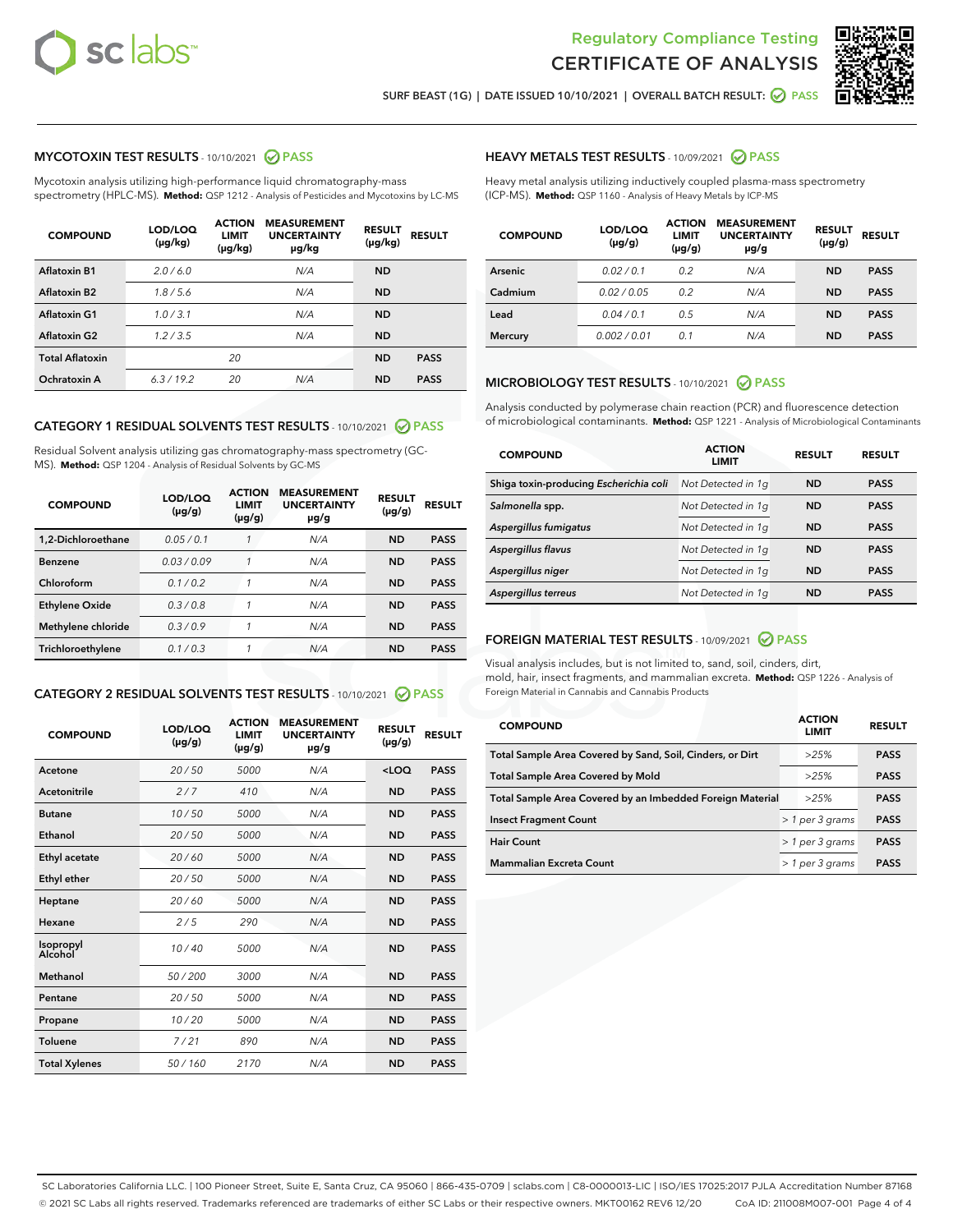Regulatory Compliance Testing

# CERTIFICATE OF ANALYSIS

SURF BEAST (1G) | DATE ISSUED 10/10/2021 | OVERALL BATCH RESULT: PASS

## MYCOTOXIN TEST RESULTS - 10/10/2021 PASS

Mycotoxin analysis utilizing high-performance liquid chromatography-mass spectrometry (HPLC-MS). **Method:** QSP 1212 - Analysis of Pesticides and Mycotoxins by LC-MS

| COMPOUND | LOD/LOQ (μg/kg) | ACTION LIMIT (μg/kg) | MEASUREMENT UNCERTAINTY μg/kg | RESULT (μg/kg) | RESULT |
|---|---|---|---|---|---|
| Aflatoxin B1 | 2.0 / 6.0 | | N/A | ND | |
| Aflatoxin B2 | 1.8 / 5.6 | | N/A | ND | |
| Aflatoxin G1 | 1.0 / 3.1 | | N/A | ND | |
| Aflatoxin G2 | 1.2 / 3.5 | | N/A | ND | |
| Total Aflatoxin | | 20 | | ND | PASS |
| Ochratoxin A | 6.3 / 19.2 | 20 | N/A | ND | PASS |

## CATEGORY 1 RESIDUAL SOLVENTS TEST RESULTS - 10/10/2021 PASS

Residual Solvent analysis utilizing gas chromatography-mass spectrometry (GC-MS). **Method:** QSP 1204 - Analysis of Residual Solvents by GC-MS

| COMPOUND | LOD/LOQ (μg/g) | ACTION LIMIT (μg/g) | MEASUREMENT UNCERTAINTY μg/g | RESULT (μg/g) | RESULT |
|---|---|---|---|---|---|
| 1,2-Dichloroethane | 0.05 / 0.1 | 1 | N/A | ND | PASS |
| Benzene | 0.03 / 0.09 | 1 | N/A | ND | PASS |
| Chloroform | 0.1 / 0.2 | 1 | N/A | ND | PASS |
| Ethylene Oxide | 0.3 / 0.8 | 1 | N/A | ND | PASS |
| Methylene chloride | 0.3 / 0.9 | 1 | N/A | ND | PASS |
| Trichloroethylene | 0.1 / 0.3 | 1 | N/A | ND | PASS |

## CATEGORY 2 RESIDUAL SOLVENTS TEST RESULTS - 10/10/2021 PASS

| COMPOUND | LOD/LOQ (μg/g) | ACTION LIMIT (μg/g) | MEASUREMENT UNCERTAINTY μg/g | RESULT (μg/g) | RESULT |
|---|---|---|---|---|---|
| Acetone | 20 / 50 | 5000 | N/A | <LOQ | PASS |
| Acetonitrile | 2 / 7 | 410 | N/A | ND | PASS |
| Butane | 10 / 50 | 5000 | N/A | ND | PASS |
| Ethanol | 20 / 50 | 5000 | N/A | ND | PASS |
| Ethyl acetate | 20 / 60 | 5000 | N/A | ND | PASS |
| Ethyl ether | 20 / 50 | 5000 | N/A | ND | PASS |
| Heptane | 20 / 60 | 5000 | N/A | ND | PASS |
| Hexane | 2 / 5 | 290 | N/A | ND | PASS |
| Isopropyl Alcohol | 10 / 40 | 5000 | N/A | ND | PASS |
| Methanol | 50 / 200 | 3000 | N/A | ND | PASS |
| Pentane | 20 / 50 | 5000 | N/A | ND | PASS |
| Propane | 10 / 20 | 5000 | N/A | ND | PASS |
| Toluene | 7 / 21 | 890 | N/A | ND | PASS |
| Total Xylenes | 50 / 160 | 2170 | N/A | ND | PASS |

## HEAVY METALS TEST RESULTS - 10/09/2021 PASS

Heavy metal analysis utilizing inductively coupled plasma-mass spectrometry (ICP-MS). **Method:** QSP 1160 - Analysis of Heavy Metals by ICP-MS

| COMPOUND | LOD/LOQ (μg/g) | ACTION LIMIT (μg/g) | MEASUREMENT UNCERTAINTY μg/g | RESULT (μg/g) | RESULT |
|---|---|---|---|---|---|
| Arsenic | 0.02 / 0.1 | 0.2 | N/A | ND | PASS |
| Cadmium | 0.02 / 0.05 | 0.2 | N/A | ND | PASS |
| Lead | 0.04 / 0.1 | 0.5 | N/A | ND | PASS |
| Mercury | 0.002 / 0.01 | 0.1 | N/A | ND | PASS |

## MICROBIOLOGY TEST RESULTS - 10/10/2021 PASS

Analysis conducted by polymerase chain reaction (PCR) and fluorescence detection of microbiological contaminants. **Method:** QSP 1221 - Analysis of Microbiological Contaminants

| COMPOUND | ACTION LIMIT | RESULT | RESULT |
|---|---|---|---|
| Shiga toxin-producing *Escherichia coli* | Not Detected in 1g | ND | PASS |
| *Salmonella* spp. | Not Detected in 1g | ND | PASS |
| *Aspergillus fumigatus* | Not Detected in 1g | ND | PASS |
| *Aspergillus flavus* | Not Detected in 1g | ND | PASS |
| *Aspergillus niger* | Not Detected in 1g | ND | PASS |
| *Aspergillus terreus* | Not Detected in 1g | ND | PASS |

## FOREIGN MATERIAL TEST RESULTS - 10/09/2021 PASS

Visual analysis includes, but is not limited to, sand, soil, cinders, dirt, mold, hair, insect fragments, and mammalian excreta. **Method:** QSP 1226 - Analysis of Foreign Material in Cannabis and Cannabis Products

| COMPOUND | ACTION LIMIT | RESULT |
|---|---|---|
| Total Sample Area Covered by Sand, Soil, Cinders, or Dirt | >25% | PASS |
| Total Sample Area Covered by Mold | >25% | PASS |
| Total Sample Area Covered by an Imbedded Foreign Material | >25% | PASS |
| Insect Fragment Count | > 1 per 3 grams | PASS |
| Hair Count | > 1 per 3 grams | PASS |
| Mammalian Excreta Count | > 1 per 3 grams | PASS |

SC Laboratories California LLC. | 100 Pioneer Street, Suite E, Santa Cruz, CA 95060 | 866-435-0709 | sclabs.com | C8-0000013-LIC | ISO/IES 17025:2017 PJLA Accreditation Number 87168
© 2021 SC Labs all rights reserved. Trademarks referenced are trademarks of either SC Labs or their respective owners. MKT00162 REV6 12/20 CoA ID: 211008M007-001